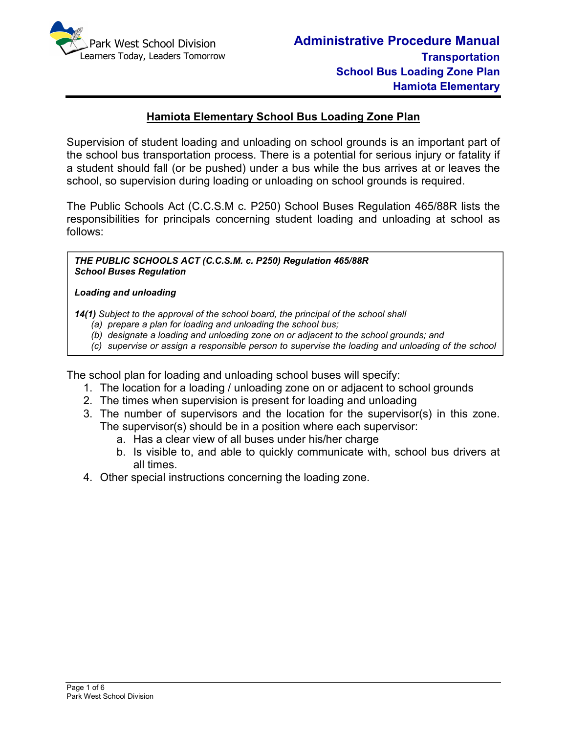# Hamiota Elementary School Bus Loading Zone Plan

Supervision of student loading and unloading on school grounds is an important part of the school bus transportation process. There is a potential for serious injury or fatality if a student should fall (or be pushed) under a bus while the bus arrives at or leaves the school, so supervision during loading or unloading on school grounds is required.

The Public Schools Act (C.C.S.M c. P250) School Buses Regulation 465/88R lists the responsibilities for principals concerning student loading and unloading at school as follows:

> ***THE PUBLIC SCHOOLS ACT (C.C.S.M. c. P250) Regulation 465/88R***
> ***School Buses Regulation***
>
> ***Loading and unloading***
>
> ***14(1)*** *Subject to the approval of the school board, the principal of the school shall*
> *(a) prepare a plan for loading and unloading the school bus;*
> *(b) designate a loading and unloading zone on or adjacent to the school grounds; and*
> *(c) supervise or assign a responsible person to supervise the loading and unloading of the school*

The school plan for loading and unloading school buses will specify:

1. The location for a loading / unloading zone on or adjacent to school grounds
2. The times when supervision is present for loading and unloading
3. The number of supervisors and the location for the supervisor(s) in this zone. The supervisor(s) should be in a position where each supervisor:
   a. Has a clear view of all buses under his/her charge
   b. Is visible to, and able to quickly communicate with, school bus drivers at all times.
4. Other special instructions concerning the loading zone.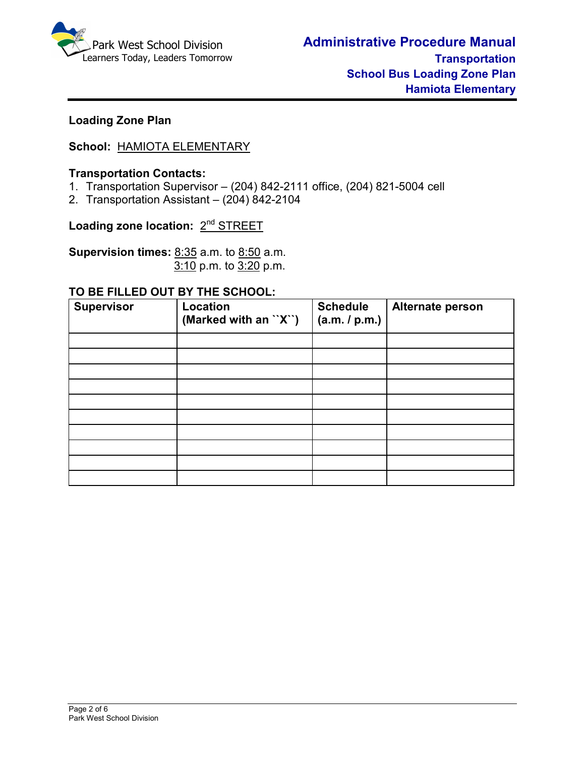**Loading Zone Plan**

**School:** HAMIOTA ELEMENTARY

**Transportation Contacts:**

1. Transportation Supervisor – (204) 842-2111 office, (204) 821-5004 cell
2. Transportation Assistant – (204) 842-2104

**Loading zone location:** 2nd STREET

**Supervision times:** 8:35 a.m. to 8:50 a.m.
3:10 p.m. to 3:20 p.m.

**TO BE FILLED OUT BY THE SCHOOL:**

| Supervisor | Location (Marked with an ``X``) | Schedule (a.m. / p.m.) | Alternate person |
|---|---|---|---|
| | | | |
| | | | |
| | | | |
| | | | |
| | | | |
| | | | |
| | | | |
| | | | |
| | | | |
| | | | |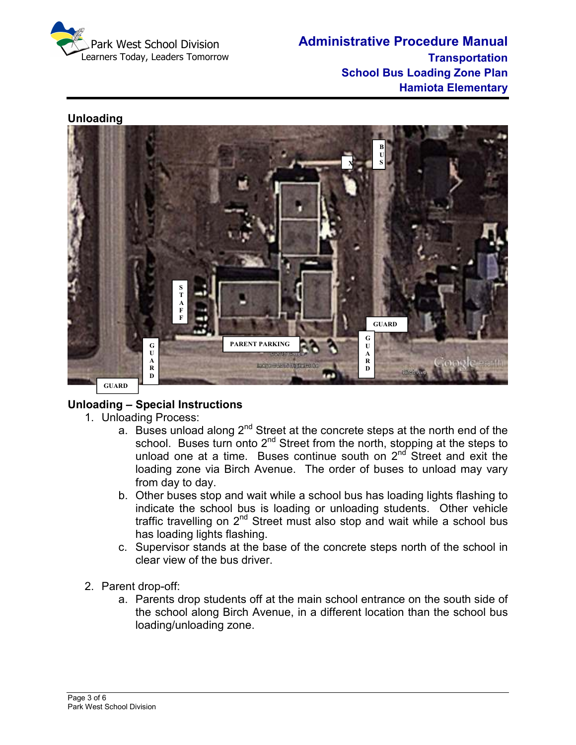## Unloading

### Unloading – Special Instructions

1. Unloading Process:
   a. Buses unload along 2nd Street at the concrete steps at the north end of the school. Buses turn onto 2nd Street from the north, stopping at the steps to unload one at a time. Buses continue south on 2nd Street and exit the loading zone via Birch Avenue. The order of buses to unload may vary from day to day.
   b. Other buses stop and wait while a school bus has loading lights flashing to indicate the school bus is loading or unloading students. Other vehicle traffic travelling on 2nd Street must also stop and wait while a school bus has loading lights flashing.
   c. Supervisor stands at the base of the concrete steps north of the school in clear view of the bus driver.

2. Parent drop-off:
   a. Parents drop students off at the main school entrance on the south side of the school along Birch Avenue, in a different location than the school bus loading/unloading zone.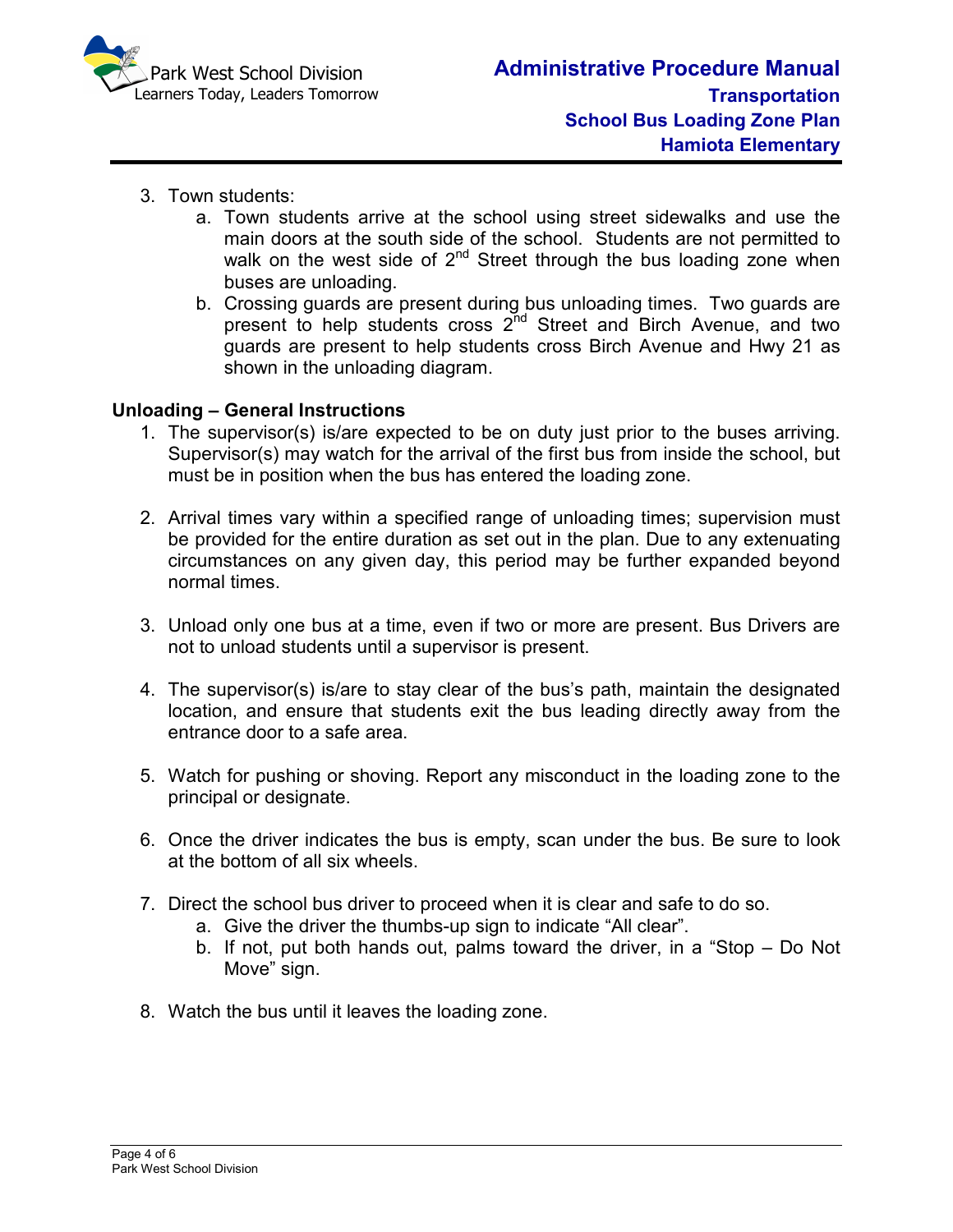3. Town students:
    a. Town students arrive at the school using street sidewalks and use the main doors at the south side of the school. Students are not permitted to walk on the west side of 2nd Street through the bus loading zone when buses are unloading.
    b. Crossing guards are present during bus unloading times. Two guards are present to help students cross 2nd Street and Birch Avenue, and two guards are present to help students cross Birch Avenue and Hwy 21 as shown in the unloading diagram.

**Unloading – General Instructions**

1. The supervisor(s) is/are expected to be on duty just prior to the buses arriving. Supervisor(s) may watch for the arrival of the first bus from inside the school, but must be in position when the bus has entered the loading zone.

2. Arrival times vary within a specified range of unloading times; supervision must be provided for the entire duration as set out in the plan. Due to any extenuating circumstances on any given day, this period may be further expanded beyond normal times.

3. Unload only one bus at a time, even if two or more are present. Bus Drivers are not to unload students until a supervisor is present.

4. The supervisor(s) is/are to stay clear of the bus's path, maintain the designated location, and ensure that students exit the bus leading directly away from the entrance door to a safe area.

5. Watch for pushing or shoving. Report any misconduct in the loading zone to the principal or designate.

6. Once the driver indicates the bus is empty, scan under the bus. Be sure to look at the bottom of all six wheels.

7. Direct the school bus driver to proceed when it is clear and safe to do so.
    a. Give the driver the thumbs-up sign to indicate "All clear".
    b. If not, put both hands out, palms toward the driver, in a "Stop – Do Not Move" sign.

8. Watch the bus until it leaves the loading zone.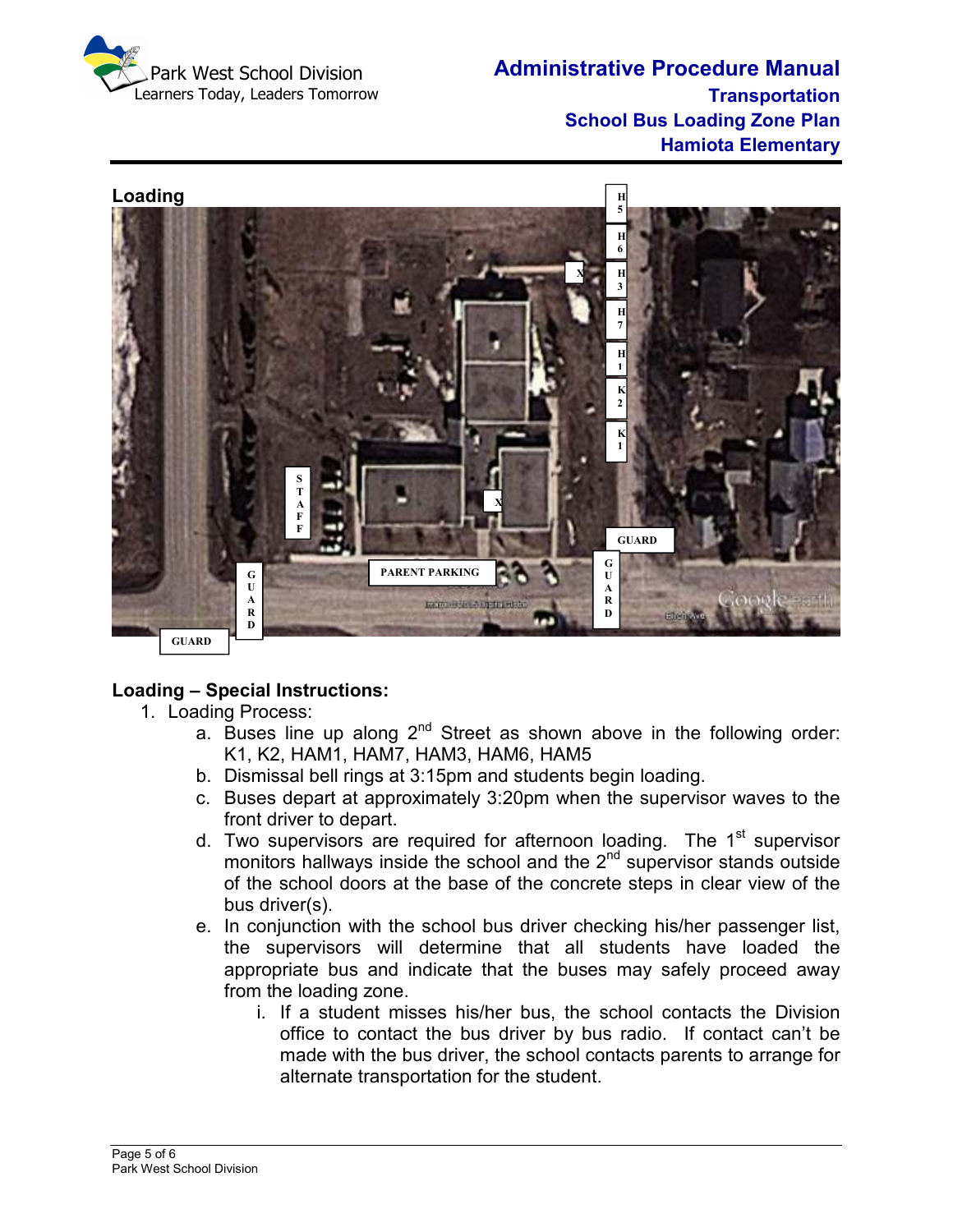# Administrative Procedure Manual

## Transportation

## School Bus Loading Zone Plan

## Hamiota Elementary

**Loading**

**Loading – Special Instructions:**

1. Loading Process:
   a. Buses line up along 2nd Street as shown above in the following order: K1, K2, HAM1, HAM7, HAM3, HAM6, HAM5
   b. Dismissal bell rings at 3:15pm and students begin loading.
   c. Buses depart at approximately 3:20pm when the supervisor waves to the front driver to depart.
   d. Two supervisors are required for afternoon loading. The 1st supervisor monitors hallways inside the school and the 2nd supervisor stands outside of the school doors at the base of the concrete steps in clear view of the bus driver(s).
   e. In conjunction with the school bus driver checking his/her passenger list, the supervisors will determine that all students have loaded the appropriate bus and indicate that the buses may safely proceed away from the loading zone.
      i. If a student misses his/her bus, the school contacts the Division office to contact the bus driver by bus radio. If contact can't be made with the bus driver, the school contacts parents to arrange for alternate transportation for the student.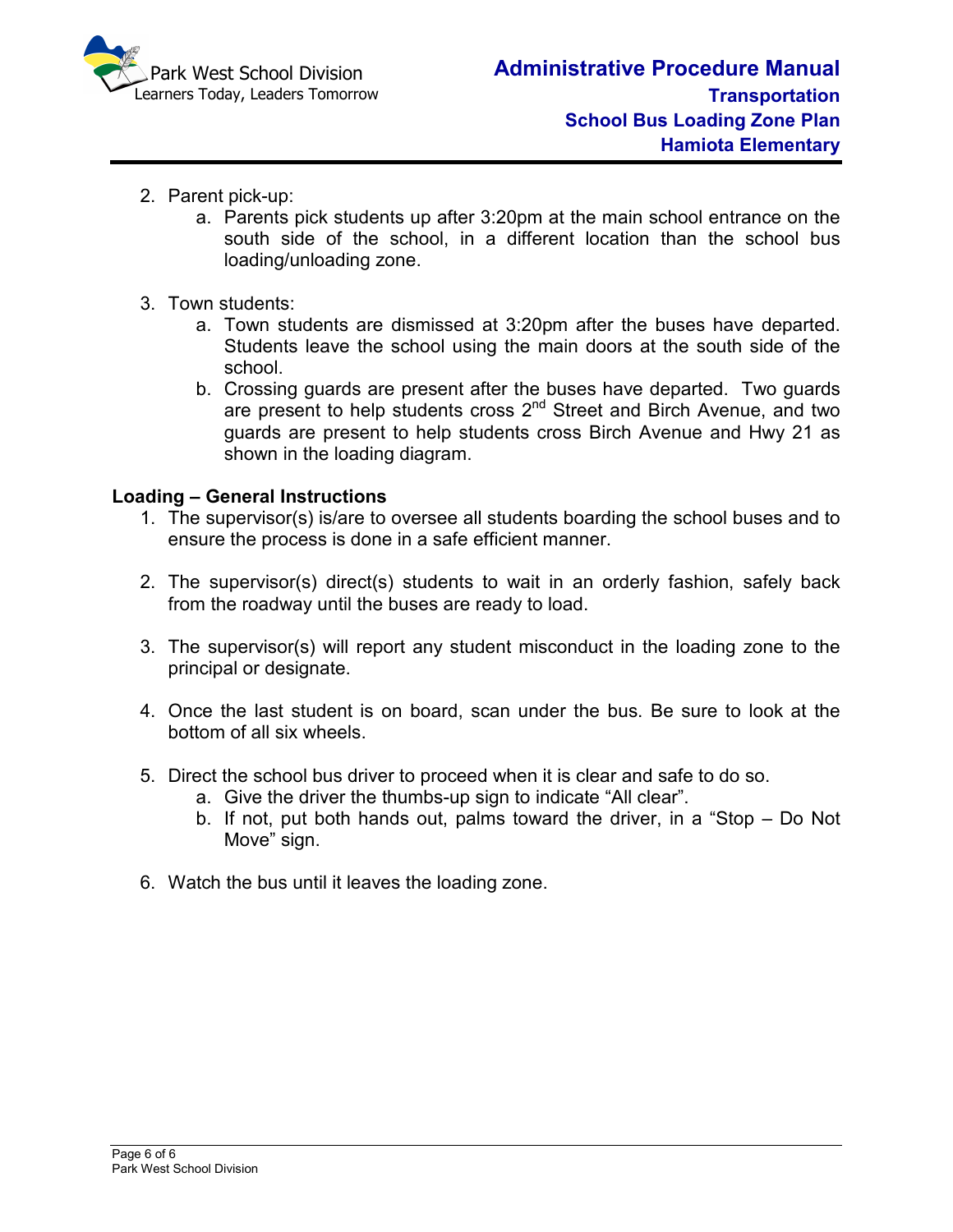2. Parent pick-up:
   a. Parents pick students up after 3:20pm at the main school entrance on the south side of the school, in a different location than the school bus loading/unloading zone.

3. Town students:
   a. Town students are dismissed at 3:20pm after the buses have departed. Students leave the school using the main doors at the south side of the school.
   b. Crossing guards are present after the buses have departed. Two guards are present to help students cross 2nd Street and Birch Avenue, and two guards are present to help students cross Birch Avenue and Hwy 21 as shown in the loading diagram.

**Loading – General Instructions**

1. The supervisor(s) is/are to oversee all students boarding the school buses and to ensure the process is done in a safe efficient manner.

2. The supervisor(s) direct(s) students to wait in an orderly fashion, safely back from the roadway until the buses are ready to load.

3. The supervisor(s) will report any student misconduct in the loading zone to the principal or designate.

4. Once the last student is on board, scan under the bus. Be sure to look at the bottom of all six wheels.

5. Direct the school bus driver to proceed when it is clear and safe to do so.
   a. Give the driver the thumbs-up sign to indicate "All clear".
   b. If not, put both hands out, palms toward the driver, in a "Stop – Do Not Move" sign.

6. Watch the bus until it leaves the loading zone.